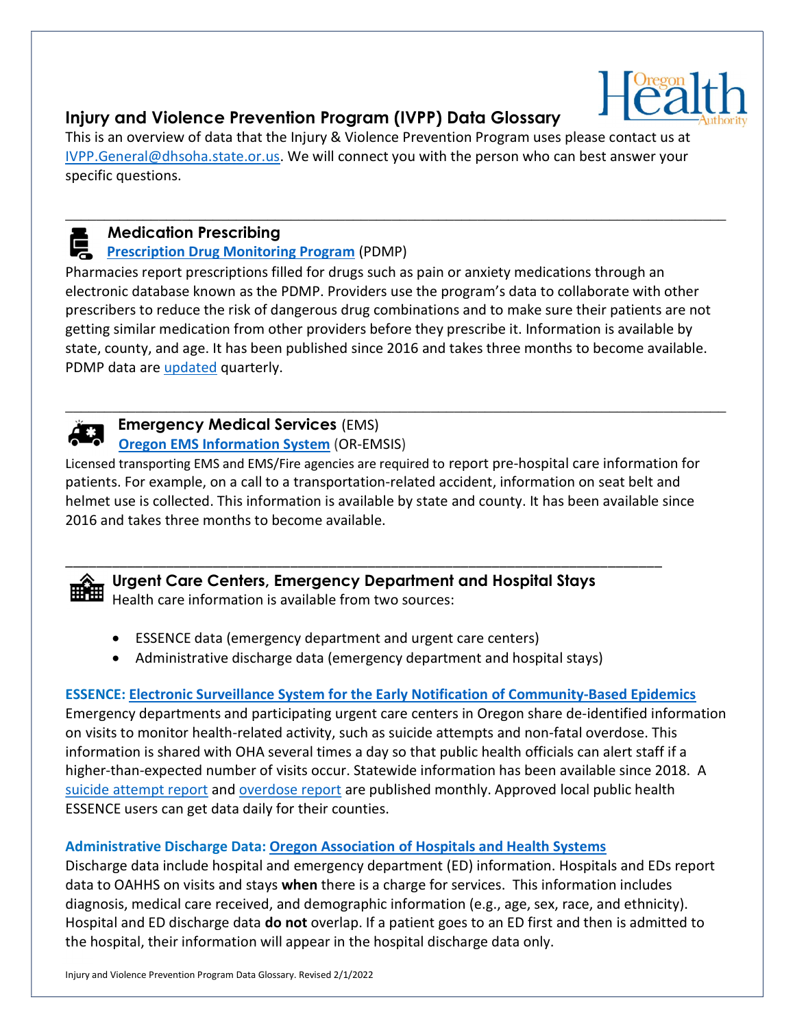## Injury and Violence Prevention Program (IVPP) Data Glossary

This is an overview of data that the Injury & Violence Prevention Program uses please contact us at IVPP.General@dhsoha.state.or.us. We will connect you with the person who can best answer your specific questions.

---

### Medication Prescribing

**Prescription Drug Monitoring Program** (PDMP)

Pharmacies report prescriptions filled for drugs such as pain or anxiety medications through an electronic database known as the PDMP. Providers use the program's data to collaborate with other prescribers to reduce the risk of dangerous drug combinations and to make sure their patients are not getting similar medication from other providers before they prescribe it. Information is available by state, county, and age. It has been published since 2016 and takes three months to become available. PDMP data are updated quarterly.

---

### Emergency Medical Services (EMS)

**Oregon EMS Information System** (OR-EMSIS)

Licensed transporting EMS and EMS/Fire agencies are required to report pre-hospital care information for patients. For example, on a call to a transportation-related accident, information on seat belt and helmet use is collected. This information is available by state and county. It has been available since 2016 and takes three months to become available.

---

### Urgent Care Centers, Emergency Department and Hospital Stays

Health care information is available from two sources:

- ESSENCE data (emergency department and urgent care centers)
- Administrative discharge data (emergency department and hospital stays)

**ESSENCE: Electronic Surveillance System for the Early Notification of Community-Based Epidemics**

Emergency departments and participating urgent care centers in Oregon share de-identified information on visits to monitor health-related activity, such as suicide attempts and non-fatal overdose. This information is shared with OHA several times a day so that public health officials can alert staff if a higher-than-expected number of visits occur. Statewide information has been available since 2018. A suicide attempt report and overdose report are published monthly. Approved local public health ESSENCE users can get data daily for their counties.

**Administrative Discharge Data: Oregon Association of Hospitals and Health Systems**

Discharge data include hospital and emergency department (ED) information. Hospitals and EDs report data to OAHHS on visits and stays **when** there is a charge for services. This information includes diagnosis, medical care received, and demographic information (e.g., age, sex, race, and ethnicity). Hospital and ED discharge data **do not** overlap. If a patient goes to an ED first and then is admitted to the hospital, their information will appear in the hospital discharge data only.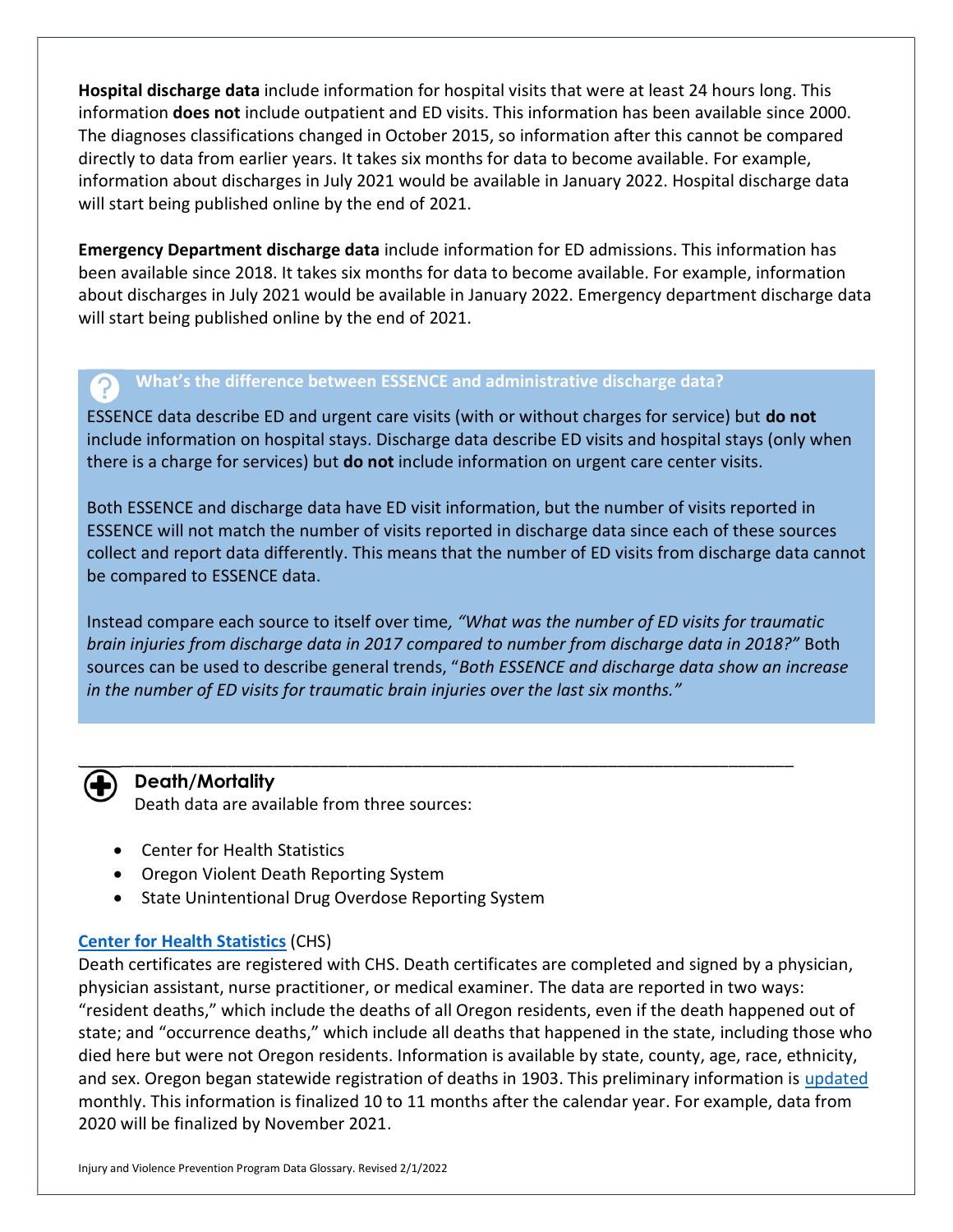**Hospital discharge data** include information for hospital visits that were at least 24 hours long. This information **does not** include outpatient and ED visits. This information has been available since 2000. The diagnoses classifications changed in October 2015, so information after this cannot be compared directly to data from earlier years. It takes six months for data to become available. For example, information about discharges in July 2021 would be available in January 2022. Hospital discharge data will start being published online by the end of 2021.

**Emergency Department discharge data** include information for ED admissions. This information has been available since 2018. It takes six months for data to become available. For example, information about discharges in July 2021 would be available in January 2022. Emergency department discharge data will start being published online by the end of 2021.

**What's the difference between ESSENCE and administrative discharge data?**

ESSENCE data describe ED and urgent care visits (with or without charges for service) but **do not** include information on hospital stays. Discharge data describe ED visits and hospital stays (only when there is a charge for services) but **do not** include information on urgent care center visits.

Both ESSENCE and discharge data have ED visit information, but the number of visits reported in ESSENCE will not match the number of visits reported in discharge data since each of these sources collect and report data differently. This means that the number of ED visits from discharge data cannot be compared to ESSENCE data.

Instead compare each source to itself over time*, "What was the number of ED visits for traumatic brain injuries from discharge data in 2017 compared to number from discharge data in 2018?"* Both sources can be used to describe general trends, "*Both ESSENCE and discharge data show an increase in the number of ED visits for traumatic brain injuries over the last six months."*

## Death/Mortality

Death data are available from three sources:

- Center for Health Statistics
- Oregon Violent Death Reporting System
- State Unintentional Drug Overdose Reporting System

**Center for Health Statistics** (CHS)

Death certificates are registered with CHS. Death certificates are completed and signed by a physician, physician assistant, nurse practitioner, or medical examiner. The data are reported in two ways: "resident deaths," which include the deaths of all Oregon residents, even if the death happened out of state; and "occurrence deaths," which include all deaths that happened in the state, including those who died here but were not Oregon residents. Information is available by state, county, age, race, ethnicity, and sex. Oregon began statewide registration of deaths in 1903. This preliminary information is updated monthly. This information is finalized 10 to 11 months after the calendar year. For example, data from 2020 will be finalized by November 2021.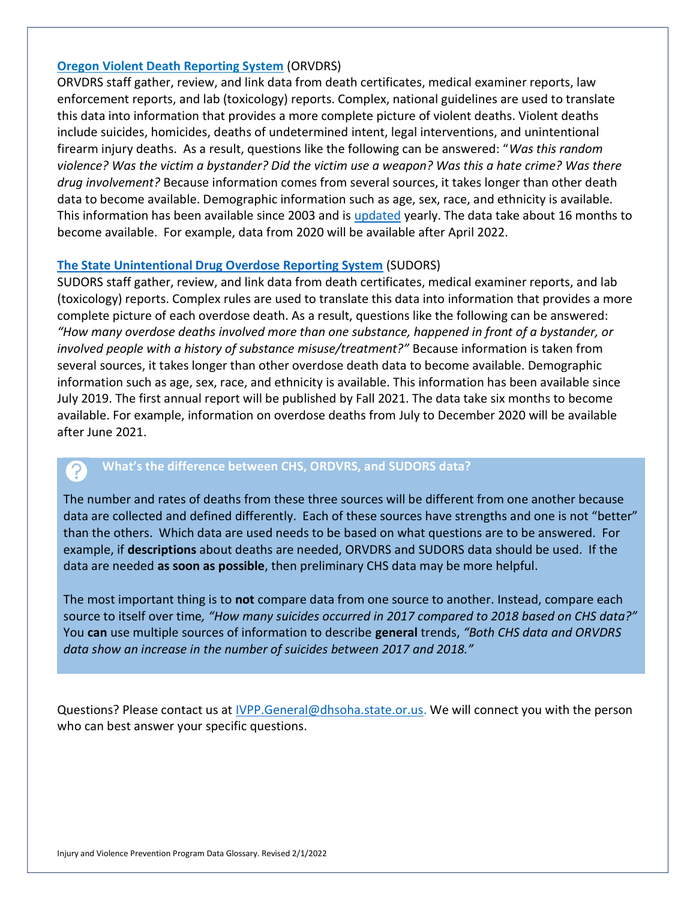**Oregon Violent Death Reporting System** (ORVDRS)

ORVDRS staff gather, review, and link data from death certificates, medical examiner reports, law enforcement reports, and lab (toxicology) reports. Complex, national guidelines are used to translate this data into information that provides a more complete picture of violent deaths. Violent deaths include suicides, homicides, deaths of undetermined intent, legal interventions, and unintentional firearm injury deaths. As a result, questions like the following can be answered: "*Was this random violence? Was the victim a bystander? Did the victim use a weapon? Was this a hate crime? Was there drug involvement?* Because information comes from several sources, it takes longer than other death data to become available. Demographic information such as age, sex, race, and ethnicity is available. This information has been available since 2003 and is updated yearly. The data take about 16 months to become available. For example, data from 2020 will be available after April 2022.

**The State Unintentional Drug Overdose Reporting System** (SUDORS)

SUDORS staff gather, review, and link data from death certificates, medical examiner reports, and lab (toxicology) reports. Complex rules are used to translate this data into information that provides a more complete picture of each overdose death. As a result, questions like the following can be answered: *"How many overdose deaths involved more than one substance, happened in front of a bystander, or involved people with a history of substance misuse/treatment?"* Because information is taken from several sources, it takes longer than other overdose death data to become available. Demographic information such as age, sex, race, and ethnicity is available. This information has been available since July 2019. The first annual report will be published by Fall 2021. The data take six months to become available. For example, information on overdose deaths from July to December 2020 will be available after June 2021.

**What's the difference between CHS, ORDVRS, and SUDORS data?**

The number and rates of deaths from these three sources will be different from one another because data are collected and defined differently. Each of these sources have strengths and one is not "better" than the others. Which data are used needs to be based on what questions are to be answered. For example, if **descriptions** about deaths are needed, ORVDRS and SUDORS data should be used. If the data are needed **as soon as possible**, then preliminary CHS data may be more helpful.

The most important thing is to **not** compare data from one source to another. Instead, compare each source to itself over time*, "How many suicides occurred in 2017 compared to 2018 based on CHS data?"* You **can** use multiple sources of information to describe **general** trends, *"Both CHS data and ORVDRS data show an increase in the number of suicides between 2017 and 2018."*

Questions? Please contact us at IVPP.General@dhsoha.state.or.us. We will connect you with the person who can best answer your specific questions.